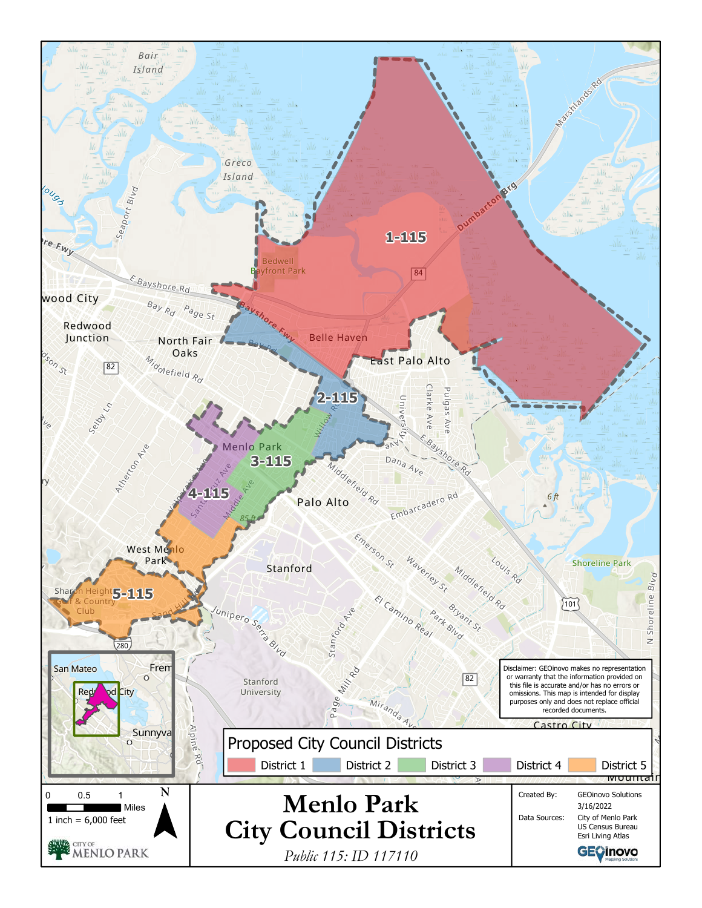# Menlo Park City Council Districts

*Public 115: ID 117110*

## Proposed City Council Districts

- District 1
- District 2
- District 3
- District 4
- District 5

1-115

2-115

3-115

4-115

5-115

Disclaimer: GEOinovo makes no representation or warranty that the information provided on this file is accurate and/or has no errors or omissions. This map is intended for display purposes only and does not replace official recorded documents.

0 0.5 1 Miles

1 inch = 6,000 feet

N

Created By: GEOinovo Solutions

3/16/2022

Data Sources: City of Menlo Park, US Census Bureau, Esri Living Atlas

CITY OF MENLO PARK

GEOinovo Mapping Solutions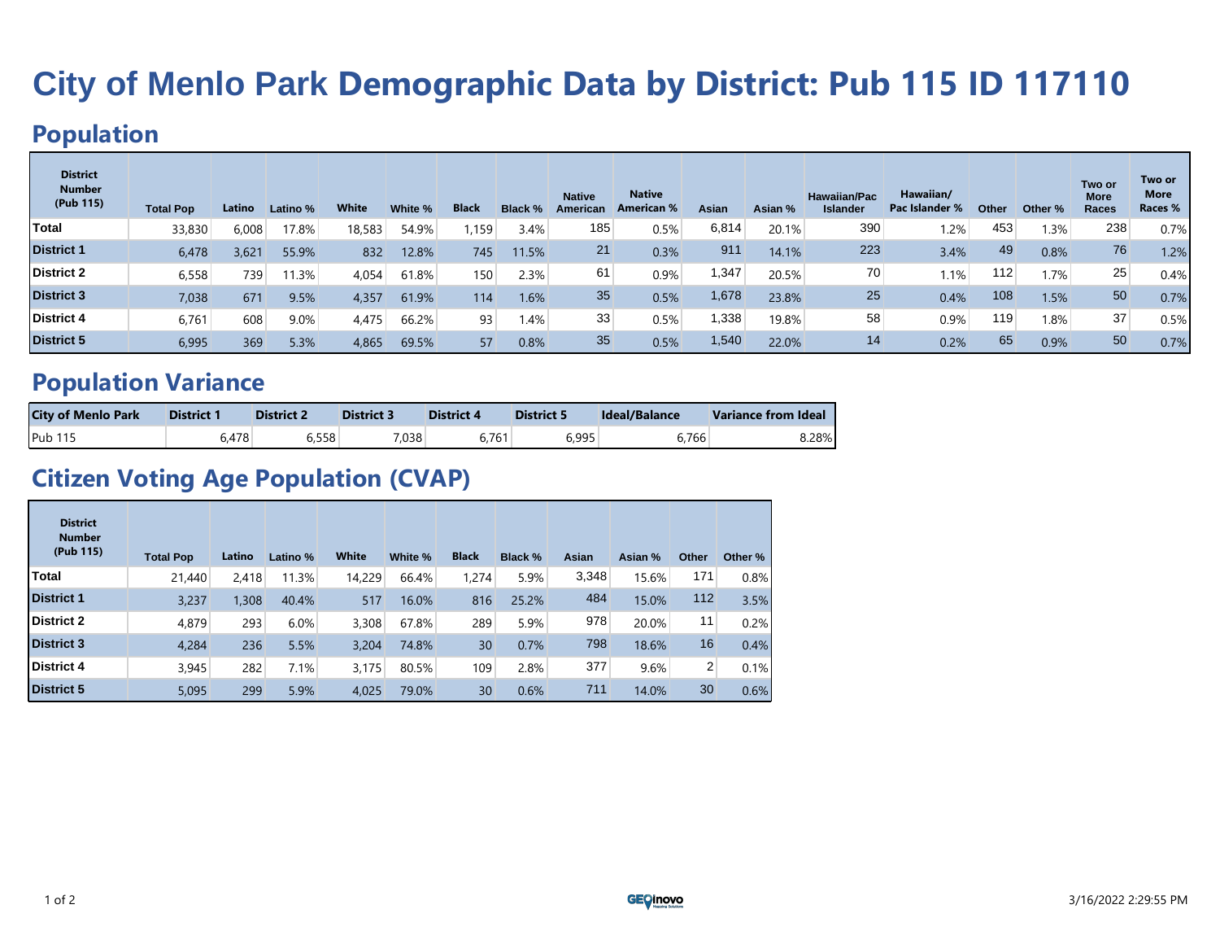# City of Menlo Park Demographic Data by District: Pub 115 ID 117110

## Population

| District Number (Pub 115) | Total Pop | Latino | Latino % | White | White % | Black | Black % | Native American | Native American % | Asian | Asian % | Hawaiian/Pac Islander | Hawaiian/ Pac Islander % | Other | Other % | Two or More Races | Two or More Races % |
|---|---|---|---|---|---|---|---|---|---|---|---|---|---|---|---|---|---|
| **Total** | 33,830 | 6,008 | 17.8% | 18,583 | 54.9% | 1,159 | 3.4% | 185 | 0.5% | 6,814 | 20.1% | 390 | 1.2% | 453 | 1.3% | 238 | 0.7% |
| **District 1** | 6,478 | 3,621 | 55.9% | 832 | 12.8% | 745 | 11.5% | 21 | 0.3% | 911 | 14.1% | 223 | 3.4% | 49 | 0.8% | 76 | 1.2% |
| **District 2** | 6,558 | 739 | 11.3% | 4,054 | 61.8% | 150 | 2.3% | 61 | 0.9% | 1,347 | 20.5% | 70 | 1.1% | 112 | 1.7% | 25 | 0.4% |
| **District 3** | 7,038 | 671 | 9.5% | 4,357 | 61.9% | 114 | 1.6% | 35 | 0.5% | 1,678 | 23.8% | 25 | 0.4% | 108 | 1.5% | 50 | 0.7% |
| **District 4** | 6,761 | 608 | 9.0% | 4,475 | 66.2% | 93 | 1.4% | 33 | 0.5% | 1,338 | 19.8% | 58 | 0.9% | 119 | 1.8% | 37 | 0.5% |
| **District 5** | 6,995 | 369 | 5.3% | 4,865 | 69.5% | 57 | 0.8% | 35 | 0.5% | 1,540 | 22.0% | 14 | 0.2% | 65 | 0.9% | 50 | 0.7% |

## Population Variance

| City of Menlo Park | District 1 | District 2 | District 3 | District 4 | District 5 | Ideal/Balance | Variance from Ideal |
|---|---|---|---|---|---|---|---|
| Pub 115 | 6,478 | 6,558 | 7,038 | 6,761 | 6,995 | 6,766 | 8.28% |

## Citizen Voting Age Population (CVAP)

| District Number (Pub 115) | Total Pop | Latino | Latino % | White | White % | Black | Black % | Asian | Asian % | Other | Other % |
|---|---|---|---|---|---|---|---|---|---|---|---|
| **Total** | 21,440 | 2,418 | 11.3% | 14,229 | 66.4% | 1,274 | 5.9% | 3,348 | 15.6% | 171 | 0.8% |
| **District 1** | 3,237 | 1,308 | 40.4% | 517 | 16.0% | 816 | 25.2% | 484 | 15.0% | 112 | 3.5% |
| **District 2** | 4,879 | 293 | 6.0% | 3,308 | 67.8% | 289 | 5.9% | 978 | 20.0% | 11 | 0.2% |
| **District 3** | 4,284 | 236 | 5.5% | 3,204 | 74.8% | 30 | 0.7% | 798 | 18.6% | 16 | 0.4% |
| **District 4** | 3,945 | 282 | 7.1% | 3,175 | 80.5% | 109 | 2.8% | 377 | 9.6% | 2 | 0.1% |
| **District 5** | 5,095 | 299 | 5.9% | 4,025 | 79.0% | 30 | 0.6% | 711 | 14.0% | 30 | 0.6% |

GEOinovo

3/16/2022 2:29:55 PM